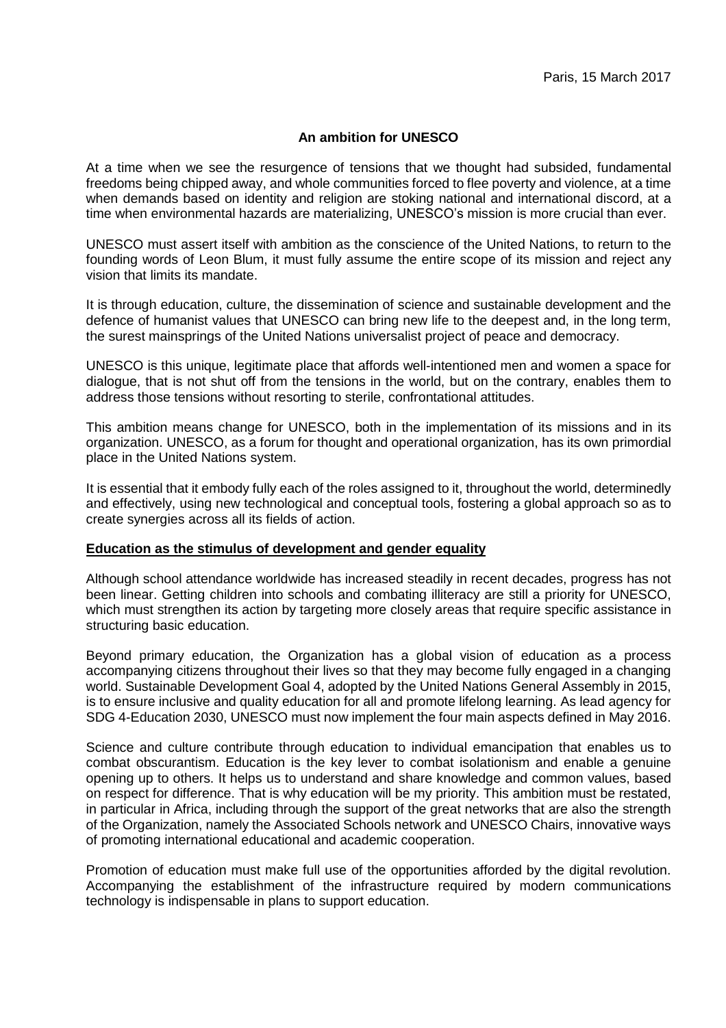Paris, 15 March 2017

# An ambition for UNESCO

At a time when we see the resurgence of tensions that we thought had subsided, fundamental freedoms being chipped away, and whole communities forced to flee poverty and violence, at a time when demands based on identity and religion are stoking national and international discord, at a time when environmental hazards are materializing, UNESCO's mission is more crucial than ever.

UNESCO must assert itself with ambition as the conscience of the United Nations, to return to the founding words of Leon Blum, it must fully assume the entire scope of its mission and reject any vision that limits its mandate.

It is through education, culture, the dissemination of science and sustainable development and the defence of humanist values that UNESCO can bring new life to the deepest and, in the long term, the surest mainsprings of the United Nations universalist project of peace and democracy.

UNESCO is this unique, legitimate place that affords well-intentioned men and women a space for dialogue, that is not shut off from the tensions in the world, but on the contrary, enables them to address those tensions without resorting to sterile, confrontational attitudes.

This ambition means change for UNESCO, both in the implementation of its missions and in its organization. UNESCO, as a forum for thought and operational organization, has its own primordial place in the United Nations system.

It is essential that it embody fully each of the roles assigned to it, throughout the world, determinedly and effectively, using new technological and conceptual tools, fostering a global approach so as to create synergies across all its fields of action.

## Education as the stimulus of development and gender equality

Although school attendance worldwide has increased steadily in recent decades, progress has not been linear. Getting children into schools and combating illiteracy are still a priority for UNESCO, which must strengthen its action by targeting more closely areas that require specific assistance in structuring basic education.

Beyond primary education, the Organization has a global vision of education as a process accompanying citizens throughout their lives so that they may become fully engaged in a changing world. Sustainable Development Goal 4, adopted by the United Nations General Assembly in 2015, is to ensure inclusive and quality education for all and promote lifelong learning. As lead agency for SDG 4-Education 2030, UNESCO must now implement the four main aspects defined in May 2016.

Science and culture contribute through education to individual emancipation that enables us to combat obscurantism. Education is the key lever to combat isolationism and enable a genuine opening up to others. It helps us to understand and share knowledge and common values, based on respect for difference. That is why education will be my priority. This ambition must be restated, in particular in Africa, including through the support of the great networks that are also the strength of the Organization, namely the Associated Schools network and UNESCO Chairs, innovative ways of promoting international educational and academic cooperation.

Promotion of education must make full use of the opportunities afforded by the digital revolution. Accompanying the establishment of the infrastructure required by modern communications technology is indispensable in plans to support education.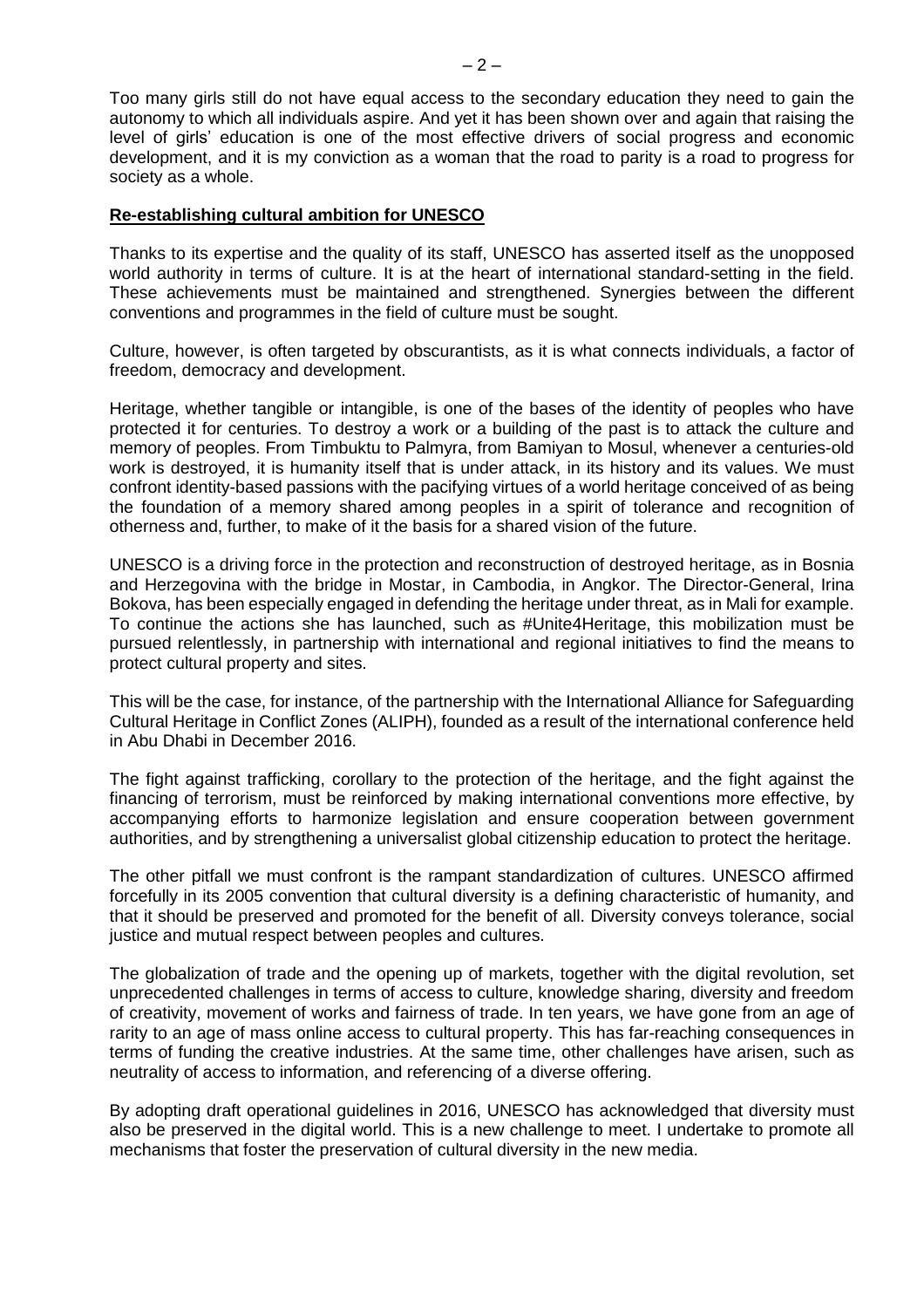Too many girls still do not have equal access to the secondary education they need to gain the autonomy to which all individuals aspire. And yet it has been shown over and again that raising the level of girls' education is one of the most effective drivers of social progress and economic development, and it is my conviction as a woman that the road to parity is a road to progress for society as a whole.

## Re-establishing cultural ambition for UNESCO

Thanks to its expertise and the quality of its staff, UNESCO has asserted itself as the unopposed world authority in terms of culture. It is at the heart of international standard-setting in the field. These achievements must be maintained and strengthened. Synergies between the different conventions and programmes in the field of culture must be sought.

Culture, however, is often targeted by obscurantists, as it is what connects individuals, a factor of freedom, democracy and development.

Heritage, whether tangible or intangible, is one of the bases of the identity of peoples who have protected it for centuries. To destroy a work or a building of the past is to attack the culture and memory of peoples. From Timbuktu to Palmyra, from Bamiyan to Mosul, whenever a centuries-old work is destroyed, it is humanity itself that is under attack, in its history and its values. We must confront identity-based passions with the pacifying virtues of a world heritage conceived of as being the foundation of a memory shared among peoples in a spirit of tolerance and recognition of otherness and, further, to make of it the basis for a shared vision of the future.

UNESCO is a driving force in the protection and reconstruction of destroyed heritage, as in Bosnia and Herzegovina with the bridge in Mostar, in Cambodia, in Angkor. The Director-General, Irina Bokova, has been especially engaged in defending the heritage under threat, as in Mali for example. To continue the actions she has launched, such as #Unite4Heritage, this mobilization must be pursued relentlessly, in partnership with international and regional initiatives to find the means to protect cultural property and sites.

This will be the case, for instance, of the partnership with the International Alliance for Safeguarding Cultural Heritage in Conflict Zones (ALIPH), founded as a result of the international conference held in Abu Dhabi in December 2016.

The fight against trafficking, corollary to the protection of the heritage, and the fight against the financing of terrorism, must be reinforced by making international conventions more effective, by accompanying efforts to harmonize legislation and ensure cooperation between government authorities, and by strengthening a universalist global citizenship education to protect the heritage.

The other pitfall we must confront is the rampant standardization of cultures. UNESCO affirmed forcefully in its 2005 convention that cultural diversity is a defining characteristic of humanity, and that it should be preserved and promoted for the benefit of all. Diversity conveys tolerance, social justice and mutual respect between peoples and cultures.

The globalization of trade and the opening up of markets, together with the digital revolution, set unprecedented challenges in terms of access to culture, knowledge sharing, diversity and freedom of creativity, movement of works and fairness of trade. In ten years, we have gone from an age of rarity to an age of mass online access to cultural property. This has far-reaching consequences in terms of funding the creative industries. At the same time, other challenges have arisen, such as neutrality of access to information, and referencing of a diverse offering.

By adopting draft operational guidelines in 2016, UNESCO has acknowledged that diversity must also be preserved in the digital world. This is a new challenge to meet. I undertake to promote all mechanisms that foster the preservation of cultural diversity in the new media.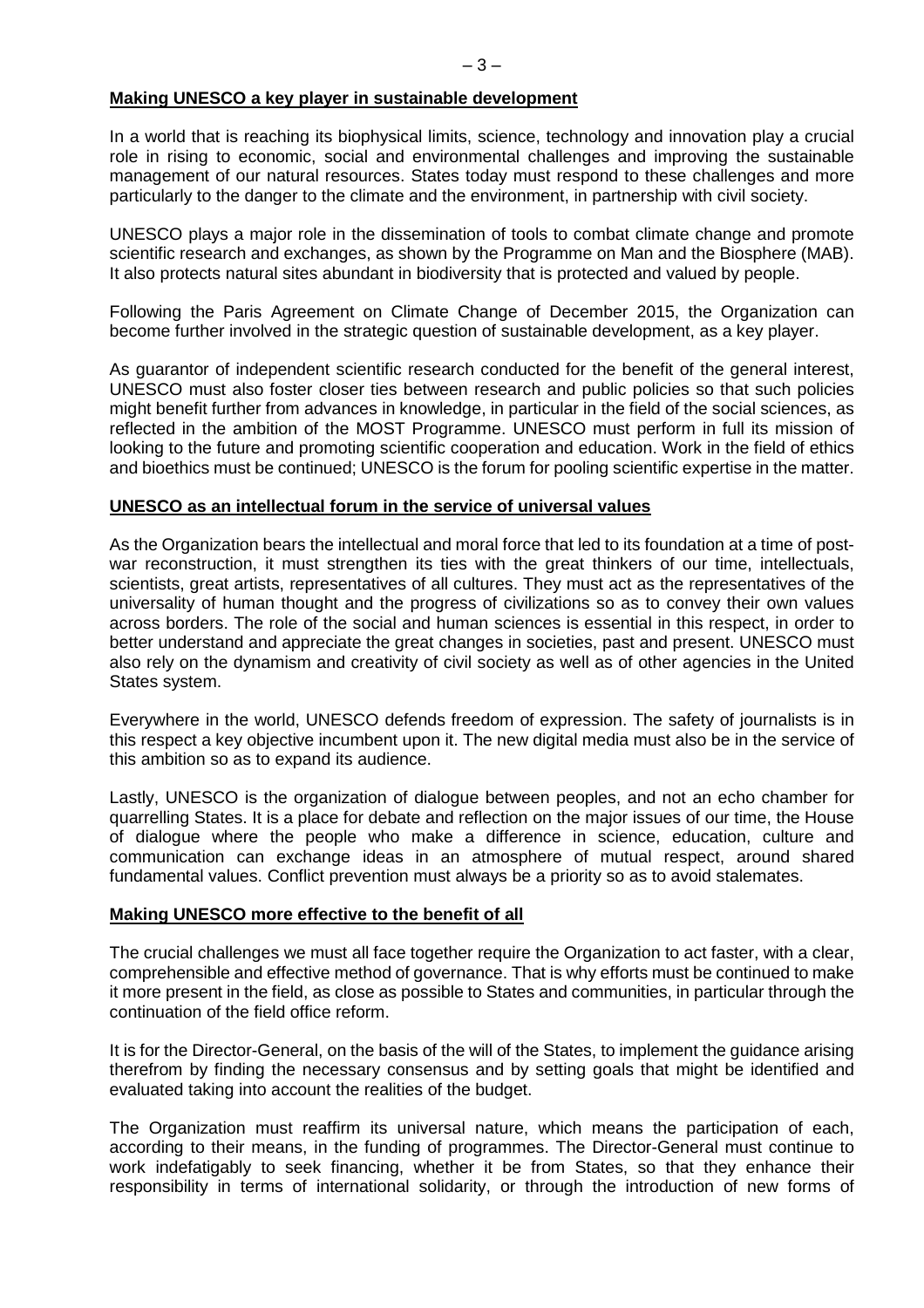**Making UNESCO a key player in sustainable development**

In a world that is reaching its biophysical limits, science, technology and innovation play a crucial role in rising to economic, social and environmental challenges and improving the sustainable management of our natural resources. States today must respond to these challenges and more particularly to the danger to the climate and the environment, in partnership with civil society.

UNESCO plays a major role in the dissemination of tools to combat climate change and promote scientific research and exchanges, as shown by the Programme on Man and the Biosphere (MAB). It also protects natural sites abundant in biodiversity that is protected and valued by people.

Following the Paris Agreement on Climate Change of December 2015, the Organization can become further involved in the strategic question of sustainable development, as a key player.

As guarantor of independent scientific research conducted for the benefit of the general interest, UNESCO must also foster closer ties between research and public policies so that such policies might benefit further from advances in knowledge, in particular in the field of the social sciences, as reflected in the ambition of the MOST Programme. UNESCO must perform in full its mission of looking to the future and promoting scientific cooperation and education. Work in the field of ethics and bioethics must be continued; UNESCO is the forum for pooling scientific expertise in the matter.

**UNESCO as an intellectual forum in the service of universal values**

As the Organization bears the intellectual and moral force that led to its foundation at a time of post-war reconstruction, it must strengthen its ties with the great thinkers of our time, intellectuals, scientists, great artists, representatives of all cultures. They must act as the representatives of the universality of human thought and the progress of civilizations so as to convey their own values across borders. The role of the social and human sciences is essential in this respect, in order to better understand and appreciate the great changes in societies, past and present. UNESCO must also rely on the dynamism and creativity of civil society as well as of other agencies in the United States system.

Everywhere in the world, UNESCO defends freedom of expression. The safety of journalists is in this respect a key objective incumbent upon it. The new digital media must also be in the service of this ambition so as to expand its audience.

Lastly, UNESCO is the organization of dialogue between peoples, and not an echo chamber for quarrelling States. It is a place for debate and reflection on the major issues of our time, the House of dialogue where the people who make a difference in science, education, culture and communication can exchange ideas in an atmosphere of mutual respect, around shared fundamental values. Conflict prevention must always be a priority so as to avoid stalemates.

**Making UNESCO more effective to the benefit of all**

The crucial challenges we must all face together require the Organization to act faster, with a clear, comprehensible and effective method of governance. That is why efforts must be continued to make it more present in the field, as close as possible to States and communities, in particular through the continuation of the field office reform.

It is for the Director-General, on the basis of the will of the States, to implement the guidance arising therefrom by finding the necessary consensus and by setting goals that might be identified and evaluated taking into account the realities of the budget.

The Organization must reaffirm its universal nature, which means the participation of each, according to their means, in the funding of programmes. The Director-General must continue to work indefatigably to seek financing, whether it be from States, so that they enhance their responsibility in terms of international solidarity, or through the introduction of new forms of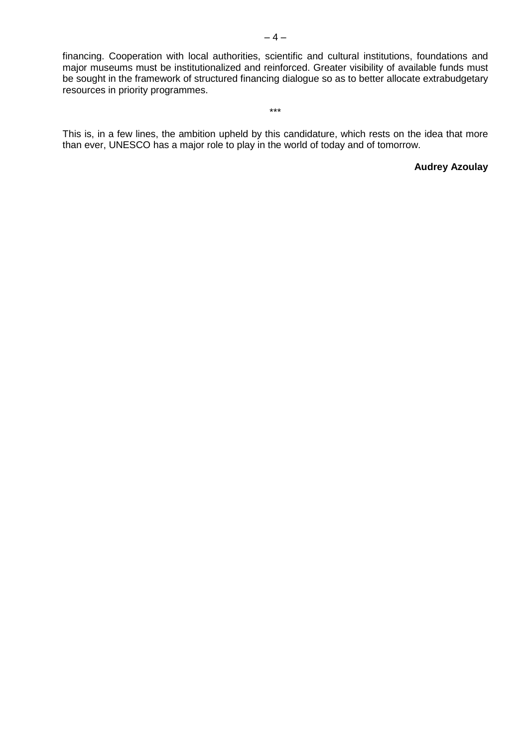financing. Cooperation with local authorities, scientific and cultural institutions, foundations and major museums must be institutionalized and reinforced. Greater visibility of available funds must be sought in the framework of structured financing dialogue so as to better allocate extrabudgetary resources in priority programmes.

***

This is, in a few lines, the ambition upheld by this candidature, which rests on the idea that more than ever, UNESCO has a major role to play in the world of today and of tomorrow.

**Audrey Azoulay**